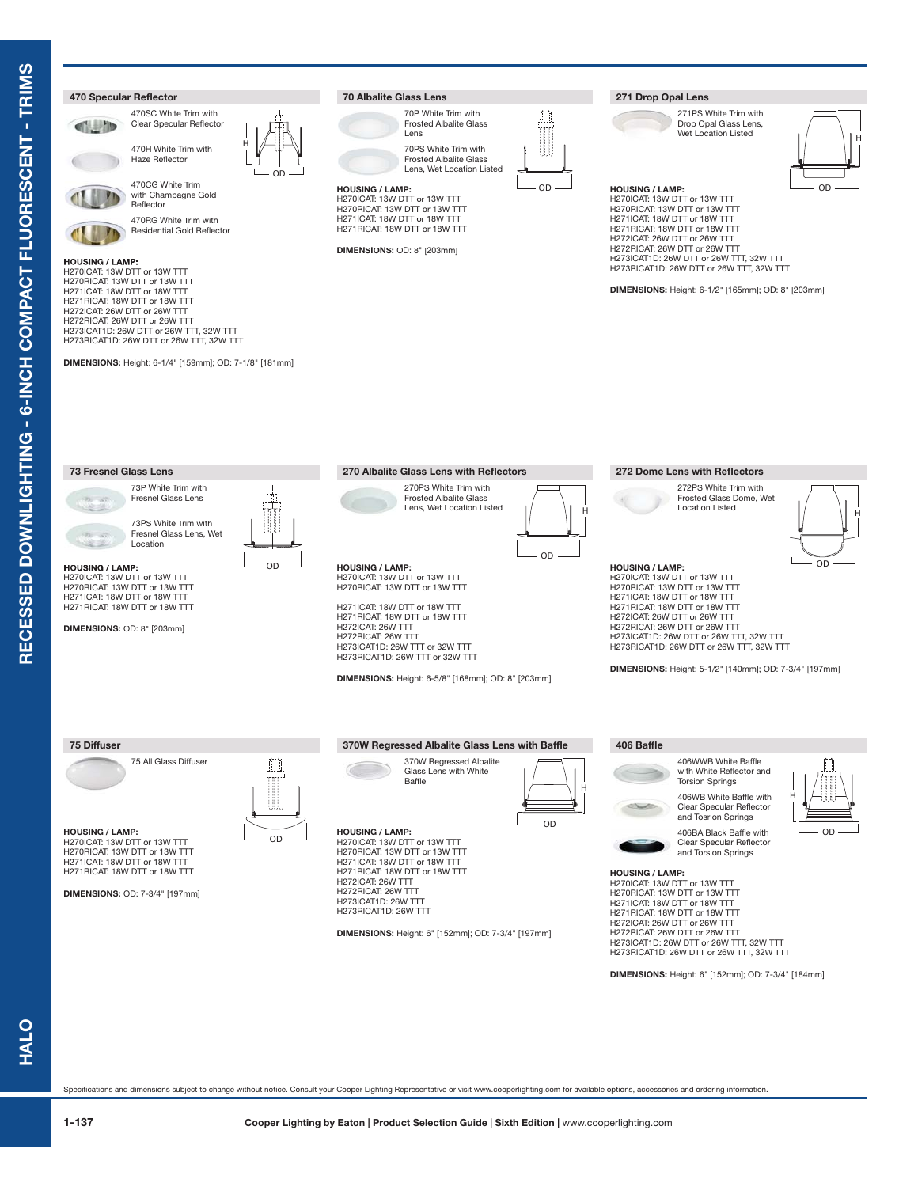## 470 Specular Reflector

470SC White Trim with Clear Specular Reflector

470H White Trim with Haze Reflector

470CG White Trim with Champagne Gold Reflector

470RG White Trim with Residential Gold Reflector

**HOUSING / LAMP:**
H270ICAT: 13W DTT or 13W TTT
H270RICAT: 13W DTT or 13W TTT
H271ICAT: 18W DTT or 18W TTT
H271RICAT: 18W DTT or 18W TTT
H272ICAT: 26W DTT or 26W TTT
H272RICAT: 26W DTT or 26W TTT
H273ICAT1D: 26W DTT or 26W TTT, 32W TTT
H273RICAT1D: 26W DTT or 26W TTT, 32W TTT

**DIMENSIONS:** Height: 6-1/4" [159mm]; OD: 7-1/8" [181mm]

## 70 Albalite Glass Lens

70P White Trim with Frosted Albalite Glass Lens

70PS White Trim with Frosted Albalite Glass Lens, Wet Location Listed

**HOUSING / LAMP:**
H270ICAT: 13W DTT or 13W TTT
H270RICAT: 13W DTT or 13W TTT
H271ICAT: 18W DTT or 18W TTT
H271RICAT: 18W DTT or 18W TTT

**DIMENSIONS:** OD: 8" [203mm]

## 271 Drop Opal Lens

271PS White Trim with Drop Opal Glass Lens, Wet Location Listed

**HOUSING / LAMP:**
H270ICAT: 13W DTT or 13W TTT
H270RICAT: 13W DTT or 13W TTT
H271ICAT: 18W DTT or 18W TTT
H271RICAT: 18W DTT or 18W TTT
H272ICAT: 26W DTT or 26W TTT
H272RICAT: 26W DTT or 26W TTT
H273ICAT1D: 26W DTT or 26W TTT, 32W TTT
H273RICAT1D: 26W DTT or 26W TTT, 32W TTT

**DIMENSIONS:** Height: 6-1/2" [165mm]; OD: 8" [203mm]

## 73 Fresnel Glass Lens

73P White Trim with Fresnel Glass Lens

73PS White Trim with Fresnel Glass Lens, Wet Location

**HOUSING / LAMP:**
H270ICAT: 13W DTT or 13W TTT
H270RICAT: 13W DTT or 13W TTT
H271ICAT: 18W DTT or 18W TTT
H271RICAT: 18W DTT or 18W TTT

**DIMENSIONS:** OD: 8" [203mm]

## 270 Albalite Glass Lens with Reflectors

270PS White Trim with Frosted Albalite Glass Lens, Wet Location Listed

**HOUSING / LAMP:**
H270ICAT: 13W DTT or 13W TTT
H270RICAT: 13W DTT or 13W TTT

H271ICAT: 18W DTT or 18W TTT
H271RICAT: 18W DTT or 18W TTT
H272ICAT: 26W TTT
H272RICAT: 26W TTT
H273ICAT1D: 26W TTT or 32W TTT
H273RICAT1D: 26W TTT or 32W TTT

**DIMENSIONS:** Height: 6-5/8" [168mm]; OD: 8" [203mm]

## 272 Dome Lens with Reflectors

272PS White Trim with Frosted Glass Dome, Wet Location Listed

**HOUSING / LAMP:**
H270ICAT: 13W DTT or 13W TTT
H270RICAT: 13W DTT or 13W TTT
H271ICAT: 18W DTT or 18W TTT
H271RICAT: 18W DTT or 18W TTT
H272ICAT: 26W DTT or 26W TTT
H272RICAT: 26W DTT or 26W TTT
H273ICAT1D: 26W DTT or 26W TTT, 32W TTT
H273RICAT1D: 26W DTT or 26W TTT, 32W TTT

**DIMENSIONS:** Height: 5-1/2" [140mm]; OD: 7-3/4" [197mm]

## 75 Diffuser

75 All Glass Diffuser

**HOUSING / LAMP:**
H270ICAT: 13W DTT or 13W TTT
H270RICAT: 13W DTT or 13W TTT
H271ICAT: 18W DTT or 18W TTT
H271RICAT: 18W DTT or 18W TTT

**DIMENSIONS:** OD: 7-3/4" [197mm]

## 370W Regressed Albalite Glass Lens with Baffle

370W Regressed Albalite Glass Lens with White Baffle

**HOUSING / LAMP:**
H270ICAT: 13W DTT or 13W TTT
H270RICAT: 13W DTT or 13W TTT
H271ICAT: 18W DTT or 18W TTT
H271RICAT: 18W DTT or 18W TTT
H272ICAT: 26W TTT
H272RICAT: 26W TTT
H273ICAT1D: 26W TTT
H273RICAT1D: 26W TTT

**DIMENSIONS:** Height: 6" [152mm]; OD: 7-3/4" [197mm]

## 406 Baffle

406WWB White Baffle with White Reflector and Torsion Springs

406WB White Baffle with Clear Specular Reflector and Tosrion Springs

406BA Black Baffle with Clear Specular Reflector and Torsion Springs

**HOUSING / LAMP:**
H270ICAT: 13W DTT or 13W TTT
H270RICAT: 13W DTT or 13W TTT
H271ICAT: 18W DTT or 18W TTT
H271RICAT: 18W DTT or 18W TTT
H272ICAT: 26W DTT or 26W TTT
H272RICAT: 26W DTT or 26W TTT
H273ICAT1D: 26W DTT or 26W TTT, 32W TTT
H273RICAT1D: 26W DTT or 26W TTT, 32W TTT

**DIMENSIONS:** Height: 6" [152mm]; OD: 7-3/4" [184mm]

Specifications and dimensions subject to change without notice. Consult your Cooper Lighting Representative or visit www.cooperlighting.com for available options, accessories and ordering information.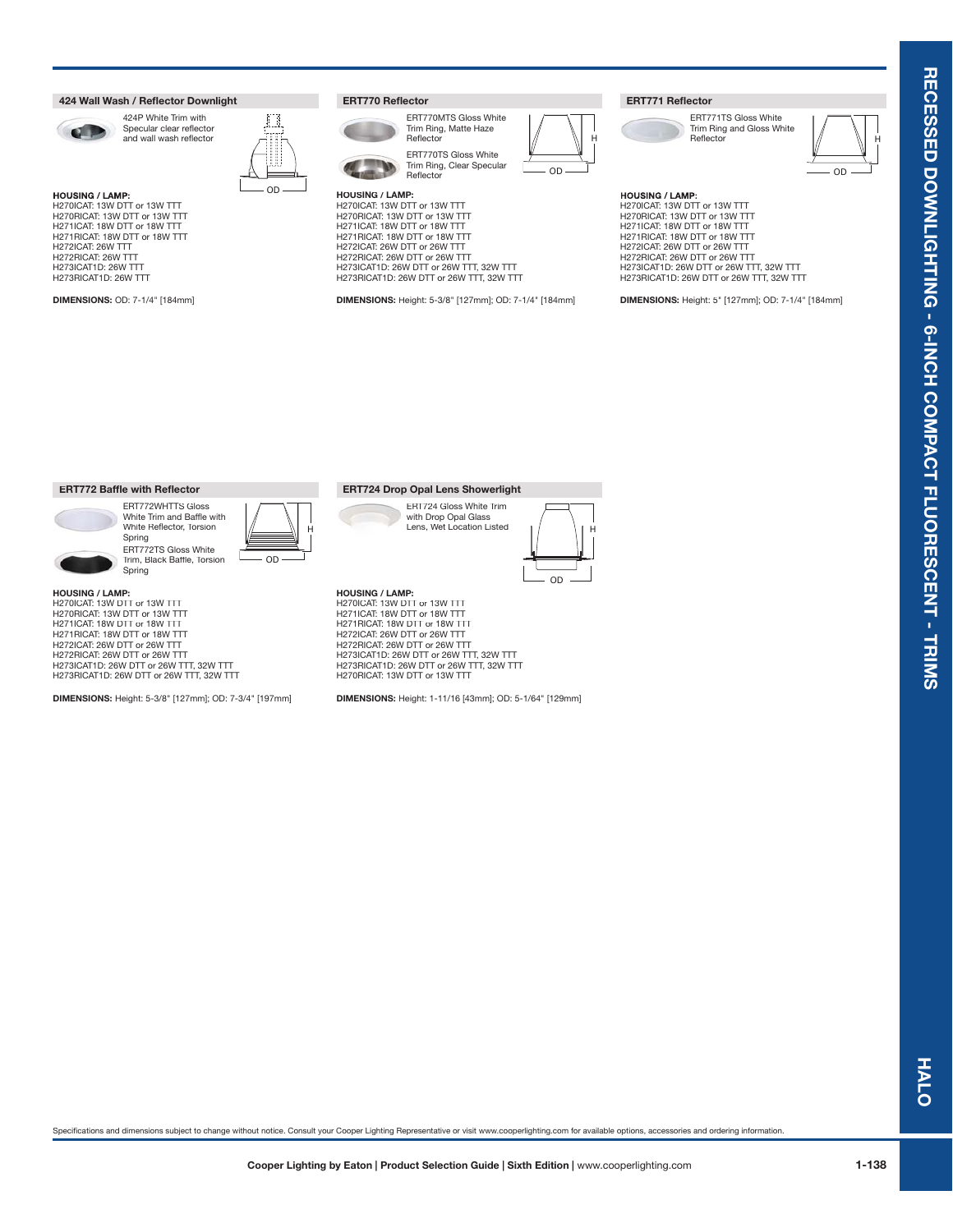## 424 Wall Wash / Reflector Downlight

424P White Trim with Specular clear reflector and wall wash reflector

OD

**HOUSING / LAMP:**
H270ICAT: 13W DTT or 13W TTT
H270RICAT: 13W DTT or 13W TTT
H271ICAT: 18W DTT or 18W TTT
H271RICAT: 18W DTT or 18W TTT
H272ICAT: 26W TTT
H272RICAT: 26W TTT
H273ICAT1D: 26W TTT
H273RICAT1D: 26W TTT

**DIMENSIONS:** OD: 7-1/4" [184mm]

## ERT770 Reflector

ERT770MTS Gloss White Trim Ring, Matte Haze Reflector

ERT770TS Gloss White Trim Ring, Clear Specular Reflector

H

OD

**HOUSING / LAMP:**
H270ICAT: 13W DTT or 13W TTT
H270RICAT: 13W DTT or 13W TTT
H271ICAT: 18W DTT or 18W TTT
H271RICAT: 18W DTT or 18W TTT
H272ICAT: 26W DTT or 26W TTT
H272RICAT: 26W DTT or 26W TTT
H273ICAT1D: 26W DTT or 26W TTT, 32W TTT
H273RICAT1D: 26W DTT or 26W TTT, 32W TTT

**DIMENSIONS:** Height: 5-3/8" [127mm]; OD: 7-1/4" [184mm]

## ERT771 Reflector

ERT771TS Gloss White Trim Ring and Gloss White Reflector

H

OD

**HOUSING / LAMP:**
H270ICAT: 13W DTT or 13W TTT
H270RICAT: 13W DTT or 13W TTT
H271ICAT: 18W DTT or 18W TTT
H271RICAT: 18W DTT or 18W TTT
H272ICAT: 26W DTT or 26W TTT
H272RICAT: 26W DTT or 26W TTT
H273ICAT1D: 26W DTT or 26W TTT, 32W TTT
H273RICAT1D: 26W DTT or 26W TTT, 32W TTT

**DIMENSIONS:** Height: 5" [127mm]; OD: 7-1/4" [184mm]

## ERT772 Baffle with Reflector

ERT772WHTTS Gloss White Trim and Baffle with White Reflector, Torsion Spring

ERT772TS Gloss White Trim, Black Baffle, Torsion Spring

H

OD

**HOUSING / LAMP:**
H270ICAT: 13W DTT or 13W TTT
H270RICAT: 13W DTT or 13W TTT
H271ICAT: 18W DTT or 18W TTT
H271RICAT: 18W DTT or 18W TTT
H272ICAT: 26W DTT or 26W TTT
H272RICAT: 26W DTT or 26W TTT
H273ICAT1D: 26W DTT or 26W TTT, 32W TTT
H273RICAT1D: 26W DTT or 26W TTT, 32W TTT

**DIMENSIONS:** Height: 5-3/8" [127mm]; OD: 7-3/4" [197mm]

## ERT724 Drop Opal Lens Showerlight

ERT724 Gloss White Trim with Drop Opal Glass Lens, Wet Location Listed

H

OD

**HOUSING / LAMP:**
H270ICAT: 13W DTT or 13W TTT
H271ICAT: 18W DTT or 18W TTT
H271RICAT: 18W DTT or 18W TTT
H272ICAT: 26W DTT or 26W TTT
H272RICAT: 26W DTT or 26W TTT
H273ICAT1D: 26W DTT or 26W TTT, 32W TTT
H273RICAT1D: 26W DTT or 26W TTT, 32W TTT
H270RICAT: 13W DTT or 13W TTT

**DIMENSIONS:** Height: 1-11/16 [43mm]; OD: 5-1/64" [129mm]

Specifications and dimensions subject to change without notice. Consult your Cooper Lighting Representative or visit www.cooperlighting.com for available options, accessories and ordering information.